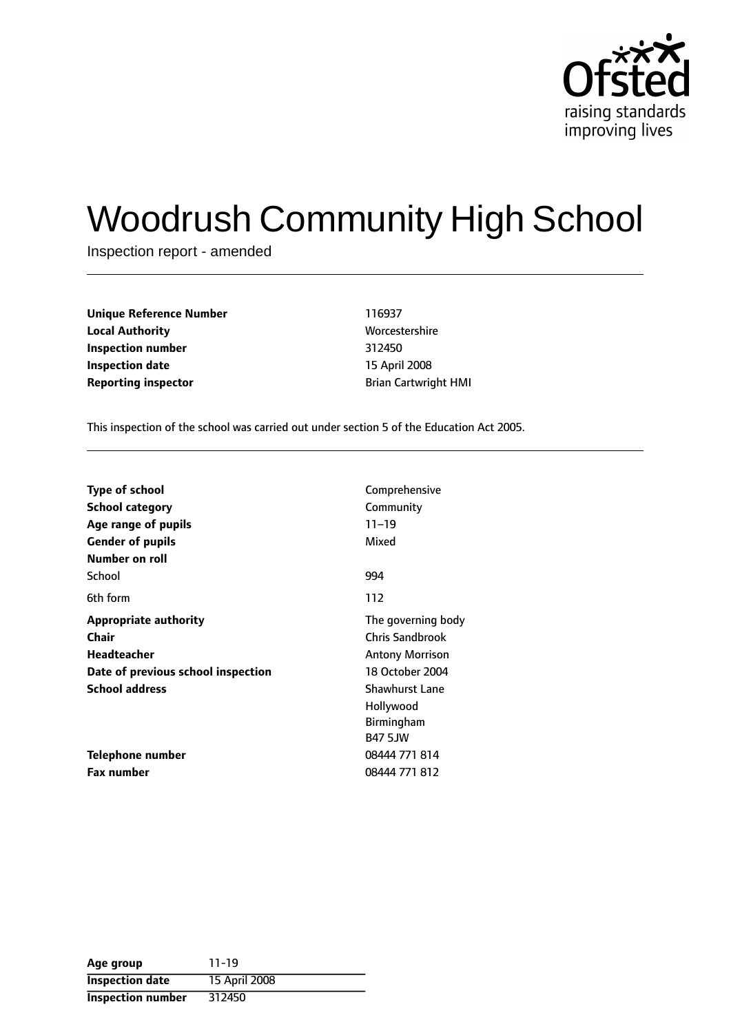# Woodrush Community High School

Inspection report - amended

| | |
|---|---|
| **Unique Reference Number** | 116937 |
| **Local Authority** | Worcestershire |
| **Inspection number** | 312450 |
| **Inspection date** | 15 April 2008 |
| **Reporting inspector** | Brian Cartwright HMI |

This inspection of the school was carried out under section 5 of the Education Act 2005.

| | |
|---|---|
| **Type of school** | Comprehensive |
| **School category** | Community |
| **Age range of pupils** | 11–19 |
| **Gender of pupils** | Mixed |
| **Number on roll** | |
| School | 994 |
| 6th form | 112 |
| **Appropriate authority** | The governing body |
| **Chair** | Chris Sandbrook |
| **Headteacher** | Antony Morrison |
| **Date of previous school inspection** | 18 October 2004 |
| **School address** | Shawhurst Lane<br>Hollywood<br>Birmingham<br>B47 5JW |
| **Telephone number** | 08444 771 814 |
| **Fax number** | 08444 771 812 |

| | |
|---|---|
| **Age group** | 11-19 |
| **Inspection date** | 15 April 2008 |
| **Inspection number** | 312450 |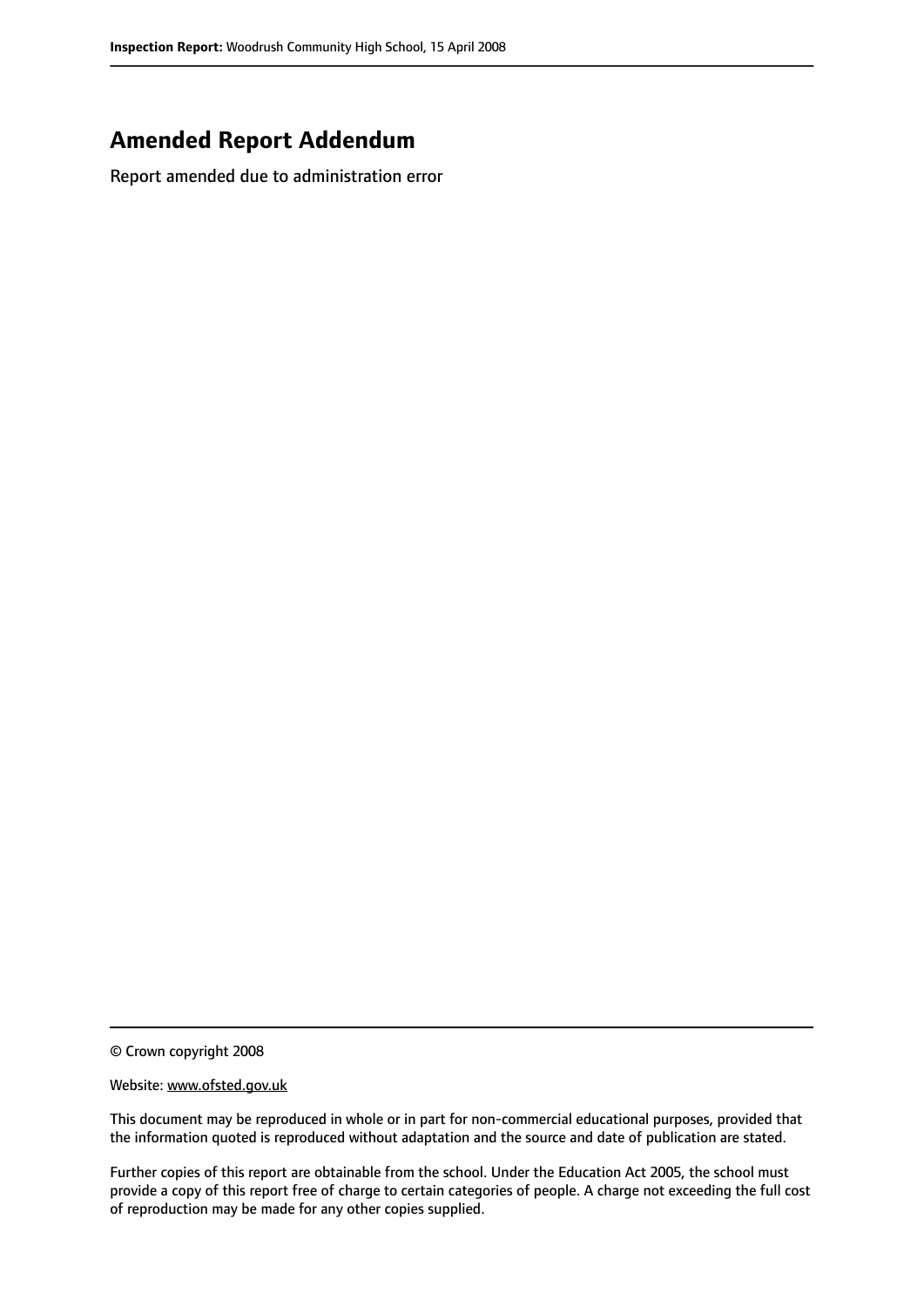## Amended Report Addendum

Report amended due to administration error

© Crown copyright 2008

Website: www.ofsted.gov.uk

This document may be reproduced in whole or in part for non-commercial educational purposes, provided that the information quoted is reproduced without adaptation and the source and date of publication are stated.

Further copies of this report are obtainable from the school. Under the Education Act 2005, the school must provide a copy of this report free of charge to certain categories of people. A charge not exceeding the full cost of reproduction may be made for any other copies supplied.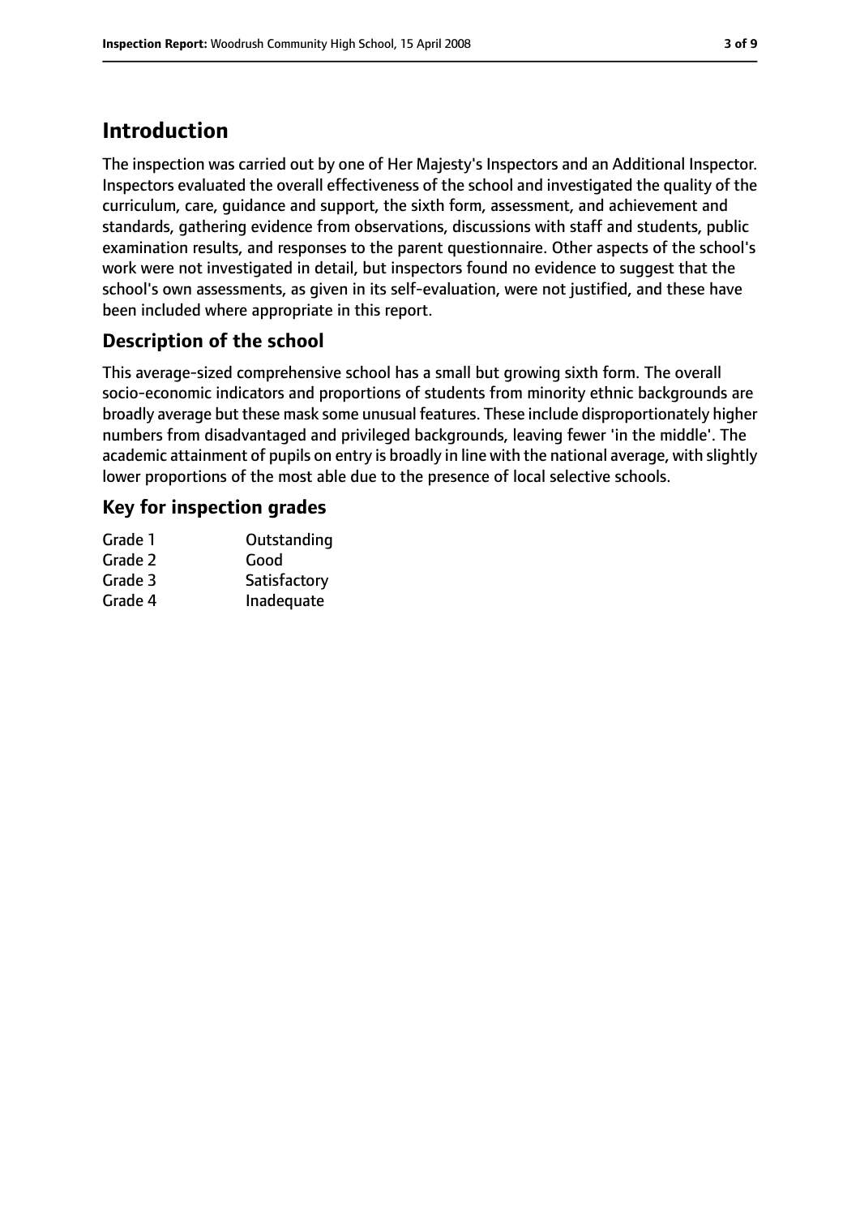## Introduction

The inspection was carried out by one of Her Majesty's Inspectors and an Additional Inspector. Inspectors evaluated the overall effectiveness of the school and investigated the quality of the curriculum, care, guidance and support, the sixth form, assessment, and achievement and standards, gathering evidence from observations, discussions with staff and students, public examination results, and responses to the parent questionnaire. Other aspects of the school's work were not investigated in detail, but inspectors found no evidence to suggest that the school's own assessments, as given in its self-evaluation, were not justified, and these have been included where appropriate in this report.

### Description of the school

This average-sized comprehensive school has a small but growing sixth form. The overall socio-economic indicators and proportions of students from minority ethnic backgrounds are broadly average but these mask some unusual features. These include disproportionately higher numbers from disadvantaged and privileged backgrounds, leaving fewer 'in the middle'. The academic attainment of pupils on entry is broadly in line with the national average, with slightly lower proportions of the most able due to the presence of local selective schools.

### Key for inspection grades

| | |
|---|---|
| Grade 1 | Outstanding |
| Grade 2 | Good |
| Grade 3 | Satisfactory |
| Grade 4 | Inadequate |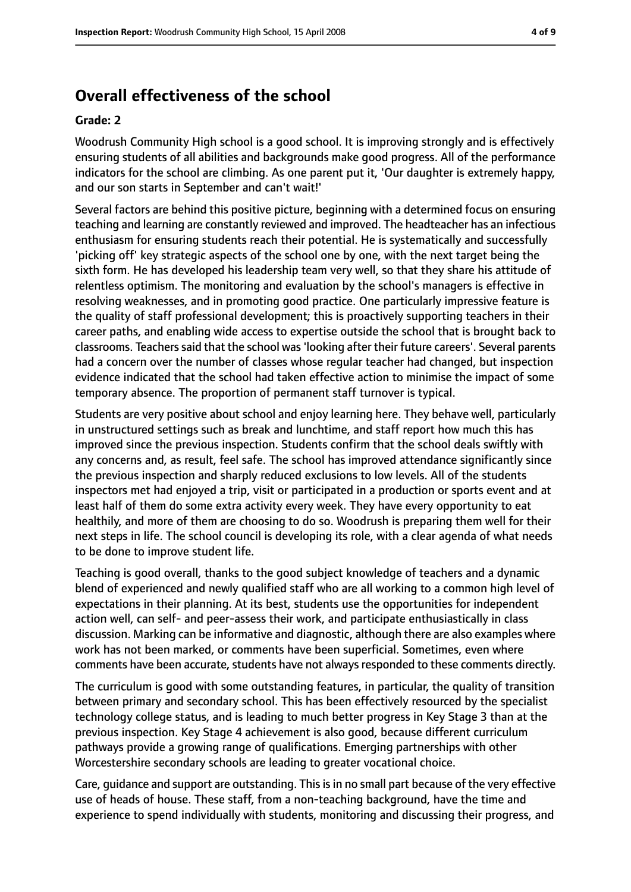## Overall effectiveness of the school

### Grade: 2

Woodrush Community High school is a good school. It is improving strongly and is effectively ensuring students of all abilities and backgrounds make good progress. All of the performance indicators for the school are climbing. As one parent put it, 'Our daughter is extremely happy, and our son starts in September and can't wait!'

Several factors are behind this positive picture, beginning with a determined focus on ensuring teaching and learning are constantly reviewed and improved. The headteacher has an infectious enthusiasm for ensuring students reach their potential. He is systematically and successfully 'picking off' key strategic aspects of the school one by one, with the next target being the sixth form. He has developed his leadership team very well, so that they share his attitude of relentless optimism. The monitoring and evaluation by the school's managers is effective in resolving weaknesses, and in promoting good practice. One particularly impressive feature is the quality of staff professional development; this is proactively supporting teachers in their career paths, and enabling wide access to expertise outside the school that is brought back to classrooms. Teachers said that the school was 'looking after their future careers'. Several parents had a concern over the number of classes whose regular teacher had changed, but inspection evidence indicated that the school had taken effective action to minimise the impact of some temporary absence. The proportion of permanent staff turnover is typical.

Students are very positive about school and enjoy learning here. They behave well, particularly in unstructured settings such as break and lunchtime, and staff report how much this has improved since the previous inspection. Students confirm that the school deals swiftly with any concerns and, as result, feel safe. The school has improved attendance significantly since the previous inspection and sharply reduced exclusions to low levels. All of the students inspectors met had enjoyed a trip, visit or participated in a production or sports event and at least half of them do some extra activity every week. They have every opportunity to eat healthily, and more of them are choosing to do so. Woodrush is preparing them well for their next steps in life. The school council is developing its role, with a clear agenda of what needs to be done to improve student life.

Teaching is good overall, thanks to the good subject knowledge of teachers and a dynamic blend of experienced and newly qualified staff who are all working to a common high level of expectations in their planning. At its best, students use the opportunities for independent action well, can self- and peer-assess their work, and participate enthusiastically in class discussion. Marking can be informative and diagnostic, although there are also examples where work has not been marked, or comments have been superficial. Sometimes, even where comments have been accurate, students have not always responded to these comments directly.

The curriculum is good with some outstanding features, in particular, the quality of transition between primary and secondary school. This has been effectively resourced by the specialist technology college status, and is leading to much better progress in Key Stage 3 than at the previous inspection. Key Stage 4 achievement is also good, because different curriculum pathways provide a growing range of qualifications. Emerging partnerships with other Worcestershire secondary schools are leading to greater vocational choice.

Care, guidance and support are outstanding. This is in no small part because of the very effective use of heads of house. These staff, from a non-teaching background, have the time and experience to spend individually with students, monitoring and discussing their progress, and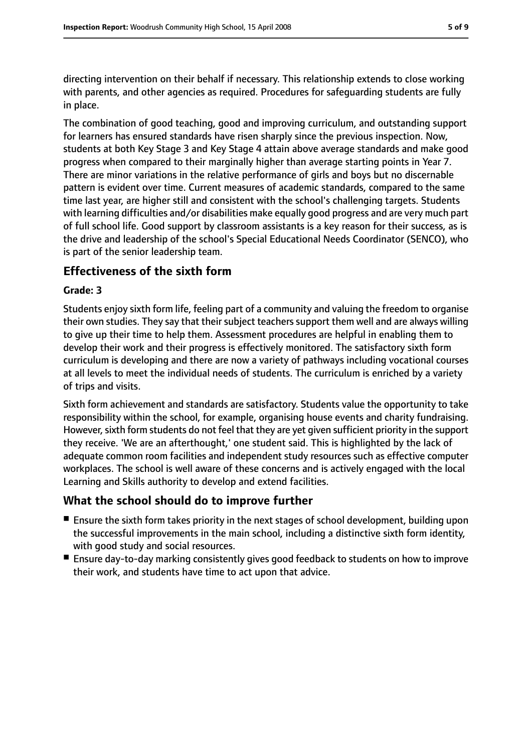directing intervention on their behalf if necessary. This relationship extends to close working with parents, and other agencies as required. Procedures for safeguarding students are fully in place.

The combination of good teaching, good and improving curriculum, and outstanding support for learners has ensured standards have risen sharply since the previous inspection. Now, students at both Key Stage 3 and Key Stage 4 attain above average standards and make good progress when compared to their marginally higher than average starting points in Year 7. There are minor variations in the relative performance of girls and boys but no discernable pattern is evident over time. Current measures of academic standards, compared to the same time last year, are higher still and consistent with the school's challenging targets. Students with learning difficulties and/or disabilities make equally good progress and are very much part of full school life. Good support by classroom assistants is a key reason for their success, as is the drive and leadership of the school's Special Educational Needs Coordinator (SENCO), who is part of the senior leadership team.

## Effectiveness of the sixth form

**Grade: 3**

Students enjoy sixth form life, feeling part of a community and valuing the freedom to organise their own studies. They say that their subject teachers support them well and are always willing to give up their time to help them. Assessment procedures are helpful in enabling them to develop their work and their progress is effectively monitored. The satisfactory sixth form curriculum is developing and there are now a variety of pathways including vocational courses at all levels to meet the individual needs of students. The curriculum is enriched by a variety of trips and visits.

Sixth form achievement and standards are satisfactory. Students value the opportunity to take responsibility within the school, for example, organising house events and charity fundraising. However, sixth form students do not feel that they are yet given sufficient priority in the support they receive. 'We are an afterthought,' one student said. This is highlighted by the lack of adequate common room facilities and independent study resources such as effective computer workplaces. The school is well aware of these concerns and is actively engaged with the local Learning and Skills authority to develop and extend facilities.

## What the school should do to improve further

- Ensure the sixth form takes priority in the next stages of school development, building upon the successful improvements in the main school, including a distinctive sixth form identity, with good study and social resources.
- Ensure day-to-day marking consistently gives good feedback to students on how to improve their work, and students have time to act upon that advice.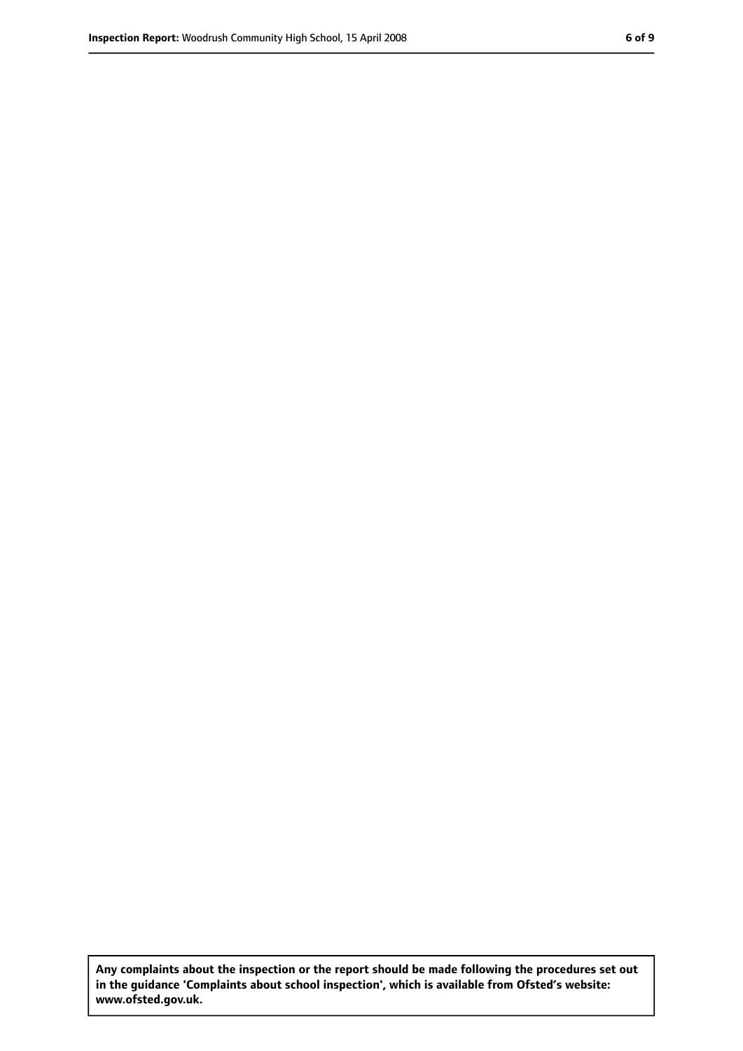**Any complaints about the inspection or the report should be made following the procedures set out in the guidance 'Complaints about school inspection', which is available from Ofsted's website: www.ofsted.gov.uk.**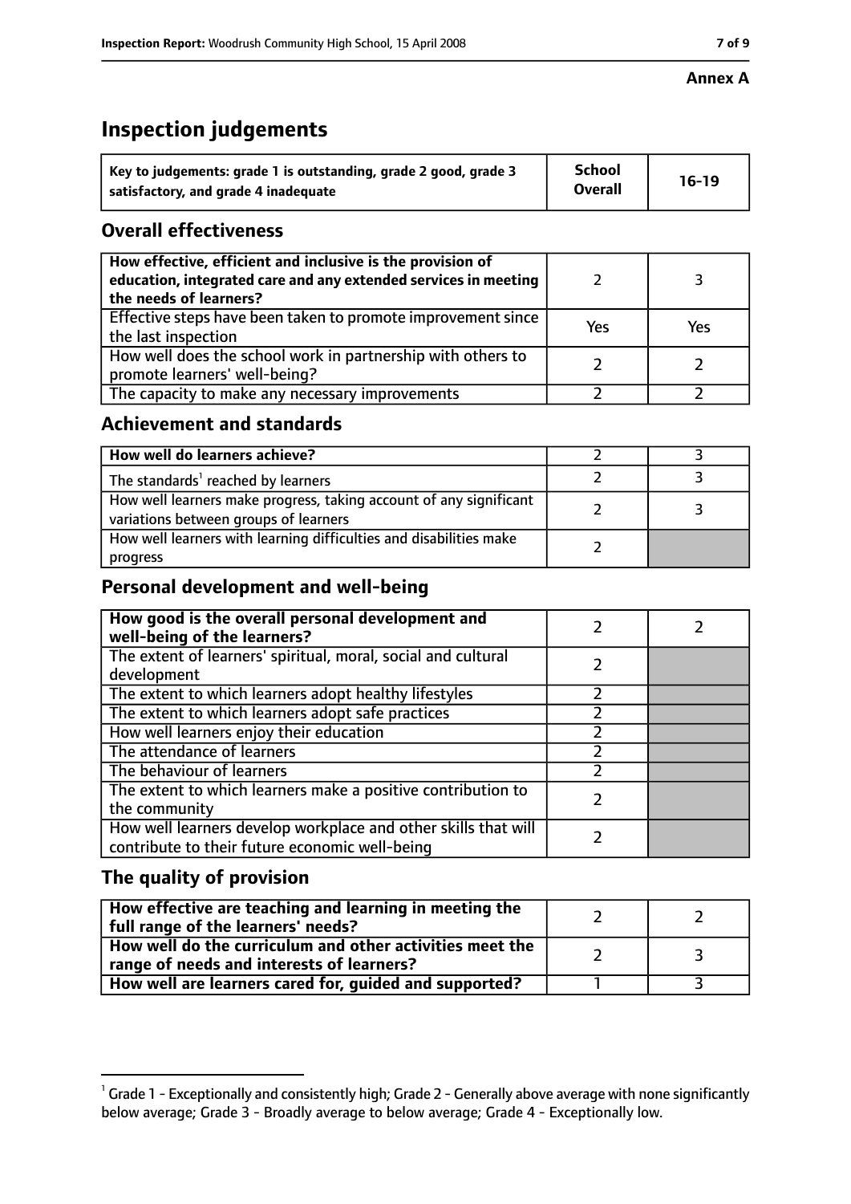**Annex A**

# Inspection judgements

| Key to judgements: grade 1 is outstanding, grade 2 good, grade 3 satisfactory, and grade 4 inadequate | School Overall | 16-19 |
|---|---|---|

## Overall effectiveness

| | | |
|---|---|---|
| How effective, efficient and inclusive is the provision of education, integrated care and any extended services in meeting the needs of learners? | 2 | 3 |
| Effective steps have been taken to promote improvement since the last inspection | Yes | Yes |
| How well does the school work in partnership with others to promote learners' well-being? | 2 | 2 |
| The capacity to make any necessary improvements | 2 | 2 |

## Achievement and standards

| | | |
|---|---|---|
| How well do learners achieve? | 2 | 3 |
| The standards[1] reached by learners | 2 | 3 |
| How well learners make progress, taking account of any significant variations between groups of learners | 2 | 3 |
| How well learners with learning difficulties and disabilities make progress | 2 | |

## Personal development and well-being

| | | |
|---|---|---|
| How good is the overall personal development and well-being of the learners? | 2 | 2 |
| The extent of learners' spiritual, moral, social and cultural development | 2 | |
| The extent to which learners adopt healthy lifestyles | 2 | |
| The extent to which learners adopt safe practices | 2 | |
| How well learners enjoy their education | 2 | |
| The attendance of learners | 2 | |
| The behaviour of learners | 2 | |
| The extent to which learners make a positive contribution to the community | 2 | |
| How well learners develop workplace and other skills that will contribute to their future economic well-being | 2 | |

## The quality of provision

| | | |
|---|---|---|
| How effective are teaching and learning in meeting the full range of the learners' needs? | 2 | 2 |
| How well do the curriculum and other activities meet the range of needs and interests of learners? | 2 | 3 |
| How well are learners cared for, guided and supported? | 1 | 3 |

[1] Grade 1 - Exceptionally and consistently high; Grade 2 - Generally above average with none significantly below average; Grade 3 - Broadly average to below average; Grade 4 - Exceptionally low.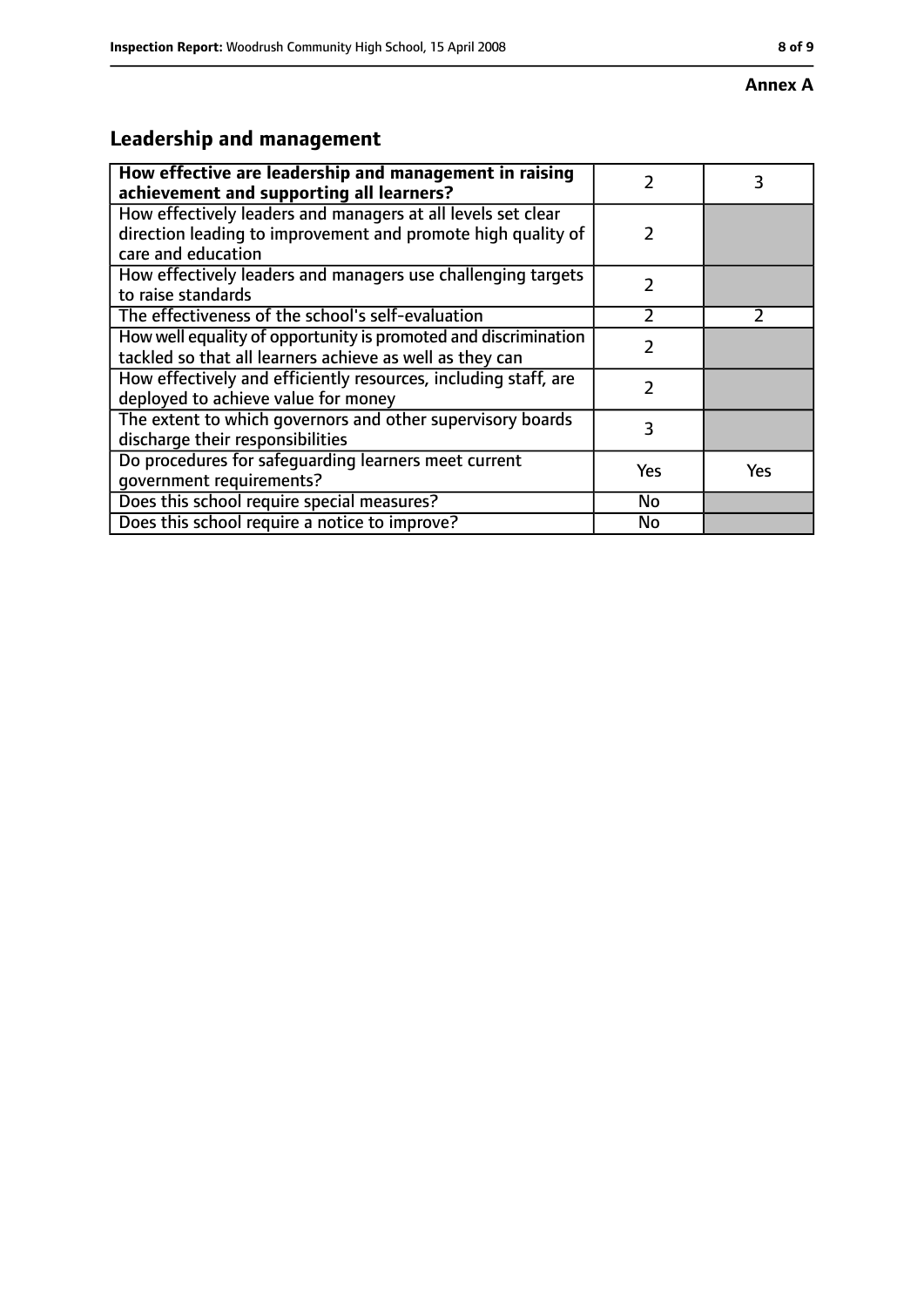**Annex A**

## Leadership and management

| **How effective are leadership and management in raising achievement and supporting all learners?** | 2 | 3 |
|---|---|---|
| How effectively leaders and managers at all levels set clear direction leading to improvement and promote high quality of care and education | 2 | |
| How effectively leaders and managers use challenging targets to raise standards | 2 | |
| The effectiveness of the school's self-evaluation | 2 | 2 |
| How well equality of opportunity is promoted and discrimination tackled so that all learners achieve as well as they can | 2 | |
| How effectively and efficiently resources, including staff, are deployed to achieve value for money | 2 | |
| The extent to which governors and other supervisory boards discharge their responsibilities | 3 | |
| Do procedures for safeguarding learners meet current government requirements? | Yes | Yes |
| Does this school require special measures? | No | |
| Does this school require a notice to improve? | No | |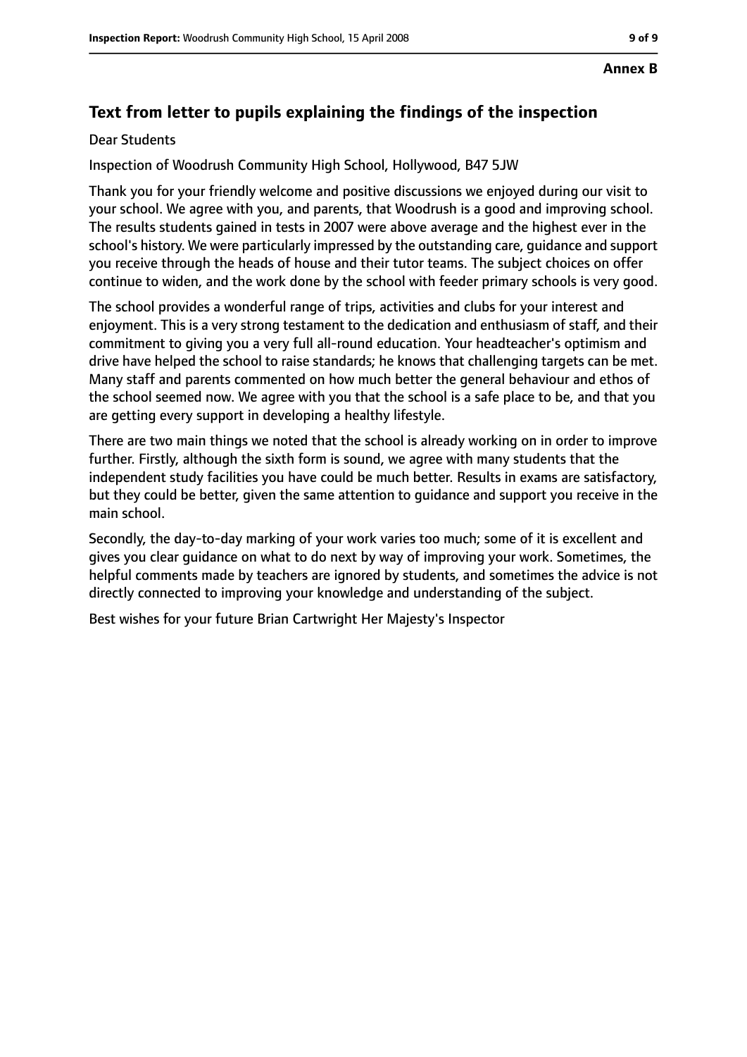**Annex B**

## Text from letter to pupils explaining the findings of the inspection

Dear Students

Inspection of Woodrush Community High School, Hollywood, B47 5JW

Thank you for your friendly welcome and positive discussions we enjoyed during our visit to your school. We agree with you, and parents, that Woodrush is a good and improving school. The results students gained in tests in 2007 were above average and the highest ever in the school's history. We were particularly impressed by the outstanding care, guidance and support you receive through the heads of house and their tutor teams. The subject choices on offer continue to widen, and the work done by the school with feeder primary schools is very good.

The school provides a wonderful range of trips, activities and clubs for your interest and enjoyment. This is a very strong testament to the dedication and enthusiasm of staff, and their commitment to giving you a very full all-round education. Your headteacher's optimism and drive have helped the school to raise standards; he knows that challenging targets can be met. Many staff and parents commented on how much better the general behaviour and ethos of the school seemed now. We agree with you that the school is a safe place to be, and that you are getting every support in developing a healthy lifestyle.

There are two main things we noted that the school is already working on in order to improve further. Firstly, although the sixth form is sound, we agree with many students that the independent study facilities you have could be much better. Results in exams are satisfactory, but they could be better, given the same attention to guidance and support you receive in the main school.

Secondly, the day-to-day marking of your work varies too much; some of it is excellent and gives you clear guidance on what to do next by way of improving your work. Sometimes, the helpful comments made by teachers are ignored by students, and sometimes the advice is not directly connected to improving your knowledge and understanding of the subject.

Best wishes for your future Brian Cartwright Her Majesty's Inspector